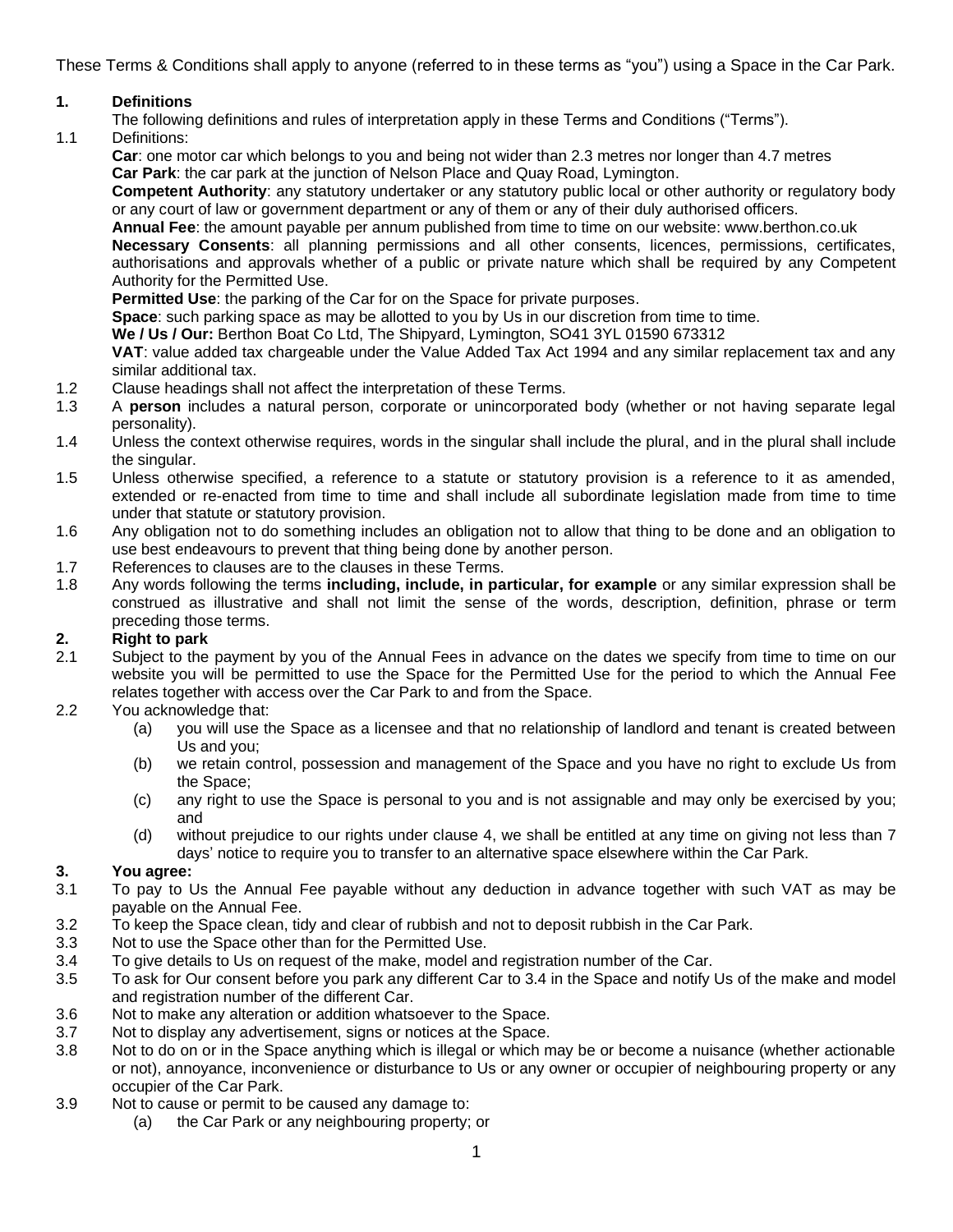These Terms & Conditions shall apply to anyone (referred to in these terms as "you") using a Space in the Car Park.

## 1. Definitions

The following definitions and rules of interpretation apply in these Terms and Conditions ("Terms").

1.1 Definitions:

**Car**: one motor car which belongs to you and being not wider than 2.3 metres nor longer than 4.7 metres

**Car Park**: the car park at the junction of Nelson Place and Quay Road, Lymington.

**Competent Authority**: any statutory undertaker or any statutory public local or other authority or regulatory body or any court of law or government department or any of them or any of their duly authorised officers.

**Annual Fee**: the amount payable per annum published from time to time on our website: www.berthon.co.uk

**Necessary Consents**: all planning permissions and all other consents, licences, permissions, certificates, authorisations and approvals whether of a public or private nature which shall be required by any Competent Authority for the Permitted Use.

**Permitted Use**: the parking of the Car for on the Space for private purposes.

**Space**: such parking space as may be allotted to you by Us in our discretion from time to time.

**We / Us / Our:** Berthon Boat Co Ltd, The Shipyard, Lymington, SO41 3YL 01590 673312

**VAT**: value added tax chargeable under the Value Added Tax Act 1994 and any similar replacement tax and any similar additional tax.

1.2 Clause headings shall not affect the interpretation of these Terms.

1.3 A **person** includes a natural person, corporate or unincorporated body (whether or not having separate legal personality).

1.4 Unless the context otherwise requires, words in the singular shall include the plural, and in the plural shall include the singular.

1.5 Unless otherwise specified, a reference to a statute or statutory provision is a reference to it as amended, extended or re-enacted from time to time and shall include all subordinate legislation made from time to time under that statute or statutory provision.

1.6 Any obligation not to do something includes an obligation not to allow that thing to be done and an obligation to use best endeavours to prevent that thing being done by another person.

1.7 References to clauses are to the clauses in these Terms.

1.8 Any words following the terms **including, include, in particular, for example** or any similar expression shall be construed as illustrative and shall not limit the sense of the words, description, definition, phrase or term preceding those terms.

## 2. Right to park

2.1 Subject to the payment by you of the Annual Fees in advance on the dates we specify from time to time on our website you will be permitted to use the Space for the Permitted Use for the period to which the Annual Fee relates together with access over the Car Park to and from the Space.

2.2 You acknowledge that:

(a) you will use the Space as a licensee and that no relationship of landlord and tenant is created between Us and you;

(b) we retain control, possession and management of the Space and you have no right to exclude Us from the Space;

(c) any right to use the Space is personal to you and is not assignable and may only be exercised by you; and

(d) without prejudice to our rights under clause 4, we shall be entitled at any time on giving not less than 7 days' notice to require you to transfer to an alternative space elsewhere within the Car Park.

## 3. You agree:

3.1 To pay to Us the Annual Fee payable without any deduction in advance together with such VAT as may be payable on the Annual Fee.

3.2 To keep the Space clean, tidy and clear of rubbish and not to deposit rubbish in the Car Park.

3.3 Not to use the Space other than for the Permitted Use.

3.4 To give details to Us on request of the make, model and registration number of the Car.

3.5 To ask for Our consent before you park any different Car to 3.4 in the Space and notify Us of the make and model and registration number of the different Car.

3.6 Not to make any alteration or addition whatsoever to the Space.

3.7 Not to display any advertisement, signs or notices at the Space.

3.8 Not to do on or in the Space anything which is illegal or which may be or become a nuisance (whether actionable or not), annoyance, inconvenience or disturbance to Us or any owner or occupier of neighbouring property or any occupier of the Car Park.

3.9 Not to cause or permit to be caused any damage to:

(a) the Car Park or any neighbouring property; or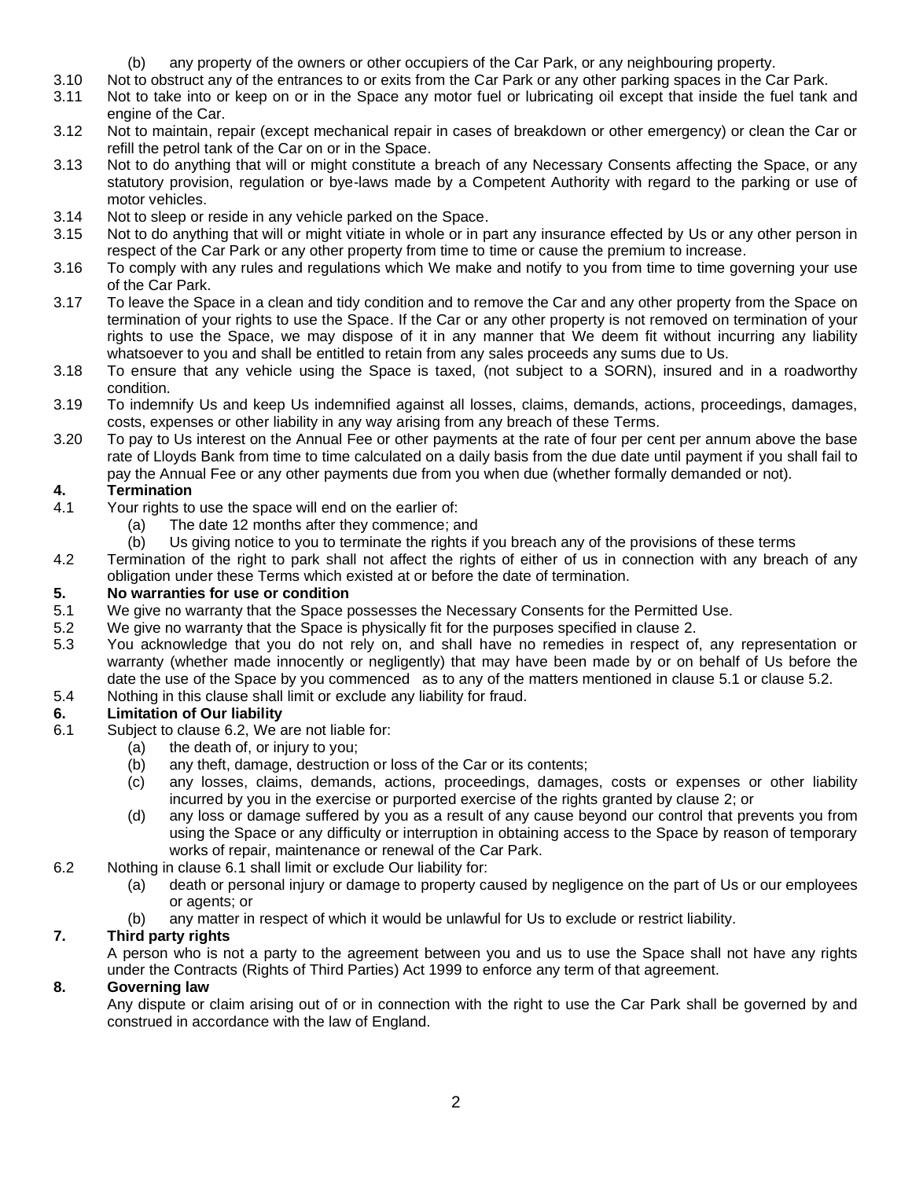(b) any property of the owners or other occupiers of the Car Park, or any neighbouring property.

3.10 Not to obstruct any of the entrances to or exits from the Car Park or any other parking spaces in the Car Park.

3.11 Not to take into or keep on or in the Space any motor fuel or lubricating oil except that inside the fuel tank and engine of the Car.

3.12 Not to maintain, repair (except mechanical repair in cases of breakdown or other emergency) or clean the Car or refill the petrol tank of the Car on or in the Space.

3.13 Not to do anything that will or might constitute a breach of any Necessary Consents affecting the Space, or any statutory provision, regulation or bye-laws made by a Competent Authority with regard to the parking or use of motor vehicles.

3.14 Not to sleep or reside in any vehicle parked on the Space.

3.15 Not to do anything that will or might vitiate in whole or in part any insurance effected by Us or any other person in respect of the Car Park or any other property from time to time or cause the premium to increase.

3.16 To comply with any rules and regulations which We make and notify to you from time to time governing your use of the Car Park.

3.17 To leave the Space in a clean and tidy condition and to remove the Car and any other property from the Space on termination of your rights to use the Space. If the Car or any other property is not removed on termination of your rights to use the Space, we may dispose of it in any manner that We deem fit without incurring any liability whatsoever to you and shall be entitled to retain from any sales proceeds any sums due to Us.

3.18 To ensure that any vehicle using the Space is taxed, (not subject to a SORN), insured and in a roadworthy condition.

3.19 To indemnify Us and keep Us indemnified against all losses, claims, demands, actions, proceedings, damages, costs, expenses or other liability in any way arising from any breach of these Terms.

3.20 To pay to Us interest on the Annual Fee or other payments at the rate of four per cent per annum above the base rate of Lloyds Bank from time to time calculated on a daily basis from the due date until payment if you shall fail to pay the Annual Fee or any other payments due from you when due (whether formally demanded or not).

## 4. Termination

4.1 Your rights to use the space will end on the earlier of:

(a) The date 12 months after they commence; and

(b) Us giving notice to you to terminate the rights if you breach any of the provisions of these terms

4.2 Termination of the right to park shall not affect the rights of either of us in connection with any breach of any obligation under these Terms which existed at or before the date of termination.

## 5. No warranties for use or condition

5.1 We give no warranty that the Space possesses the Necessary Consents for the Permitted Use.

5.2 We give no warranty that the Space is physically fit for the purposes specified in clause 2.

5.3 You acknowledge that you do not rely on, and shall have no remedies in respect of, any representation or warranty (whether made innocently or negligently) that may have been made by or on behalf of Us before the date the use of the Space by you commenced as to any of the matters mentioned in clause 5.1 or clause 5.2.

5.4 Nothing in this clause shall limit or exclude any liability for fraud.

## 6. Limitation of Our liability

6.1 Subject to clause 6.2, We are not liable for:

(a) the death of, or injury to you;

(b) any theft, damage, destruction or loss of the Car or its contents;

(c) any losses, claims, demands, actions, proceedings, damages, costs or expenses or other liability incurred by you in the exercise or purported exercise of the rights granted by clause 2; or

(d) any loss or damage suffered by you as a result of any cause beyond our control that prevents you from using the Space or any difficulty or interruption in obtaining access to the Space by reason of temporary works of repair, maintenance or renewal of the Car Park.

6.2 Nothing in clause 6.1 shall limit or exclude Our liability for:

(a) death or personal injury or damage to property caused by negligence on the part of Us or our employees or agents; or

(b) any matter in respect of which it would be unlawful for Us to exclude or restrict liability.

## 7. Third party rights

A person who is not a party to the agreement between you and us to use the Space shall not have any rights under the Contracts (Rights of Third Parties) Act 1999 to enforce any term of that agreement.

## 8. Governing law

Any dispute or claim arising out of or in connection with the right to use the Car Park shall be governed by and construed in accordance with the law of England.